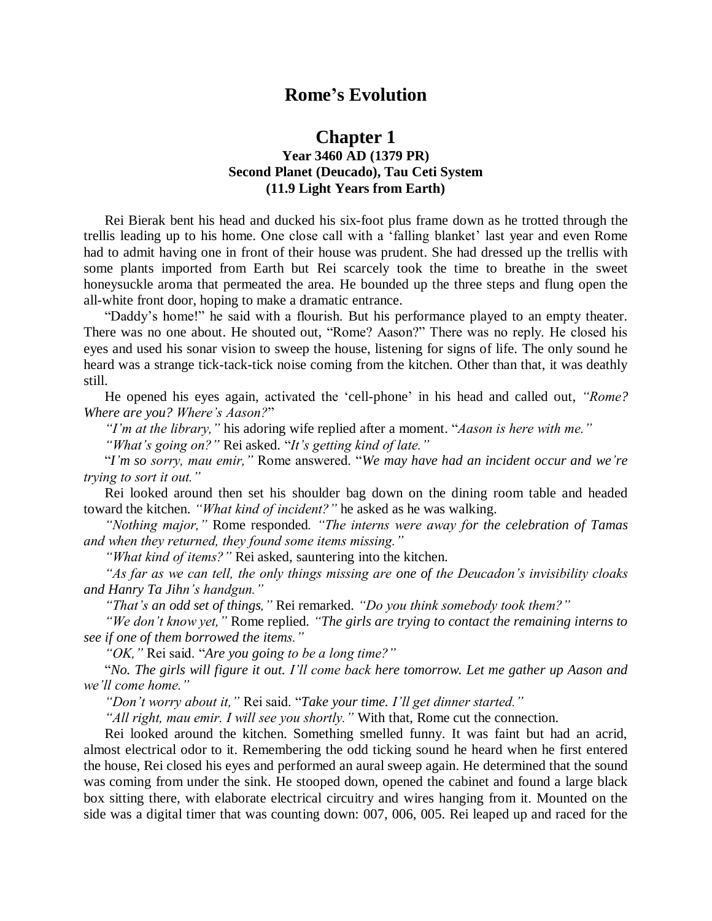# Rome's Evolution

## Chapter 1

### Year 3460 AD (1379 PR)
### Second Planet (Deucado), Tau Ceti System
### (11.9 Light Years from Earth)

Rei Bierak bent his head and ducked his six-foot plus frame down as he trotted through the trellis leading up to his home. One close call with a 'falling blanket' last year and even Rome had to admit having one in front of their house was prudent. She had dressed up the trellis with some plants imported from Earth but Rei scarcely took the time to breathe in the sweet honeysuckle aroma that permeated the area. He bounded up the three steps and flung open the all-white front door, hoping to make a dramatic entrance.

"Daddy's home!" he said with a flourish. But his performance played to an empty theater. There was no one about. He shouted out, "Rome? Aason?" There was no reply. He closed his eyes and used his sonar vision to sweep the house, listening for signs of life. The only sound he heard was a strange tick-tack-tick noise coming from the kitchen. Other than that, it was deathly still.

He opened his eyes again, activated the 'cell-phone' in his head and called out, *"Rome? Where are you? Where's Aason?"*

*"I'm at the library,"* his adoring wife replied after a moment. "*Aason is here with me."*

*"What's going on?"* Rei asked. "*It's getting kind of late."*

"*I'm so sorry, mau emir,"* Rome answered. "*We may have had an incident occur and we're trying to sort it out."*

Rei looked around then set his shoulder bag down on the dining room table and headed toward the kitchen. *"What kind of incident?"* he asked as he was walking.

*"Nothing major,"* Rome responded. *"The interns were away for the celebration of Tamas and when they returned, they found some items missing."*

*"What kind of items?"* Rei asked, sauntering into the kitchen.

*"As far as we can tell, the only things missing are one of the Deucadon's invisibility cloaks and Hanry Ta Jihn's handgun."*

*"That's an odd set of things,"* Rei remarked. *"Do you think somebody took them?"*

*"We don't know yet,"* Rome replied. *"The girls are trying to contact the remaining interns to see if one of them borrowed the items."*

*"OK,"* Rei said. "*Are you going to be a long time?"*

"*No. The girls will figure it out. I'll come back here tomorrow. Let me gather up Aason and we'll come home."*

*"Don't worry about it,"* Rei said. "*Take your time. I'll get dinner started."*

*"All right, mau emir. I will see you shortly."* With that, Rome cut the connection.

Rei looked around the kitchen. Something smelled funny. It was faint but had an acrid, almost electrical odor to it. Remembering the odd ticking sound he heard when he first entered the house, Rei closed his eyes and performed an aural sweep again. He determined that the sound was coming from under the sink. He stooped down, opened the cabinet and found a large black box sitting there, with elaborate electrical circuitry and wires hanging from it. Mounted on the side was a digital timer that was counting down: 007, 006, 005. Rei leaped up and raced for the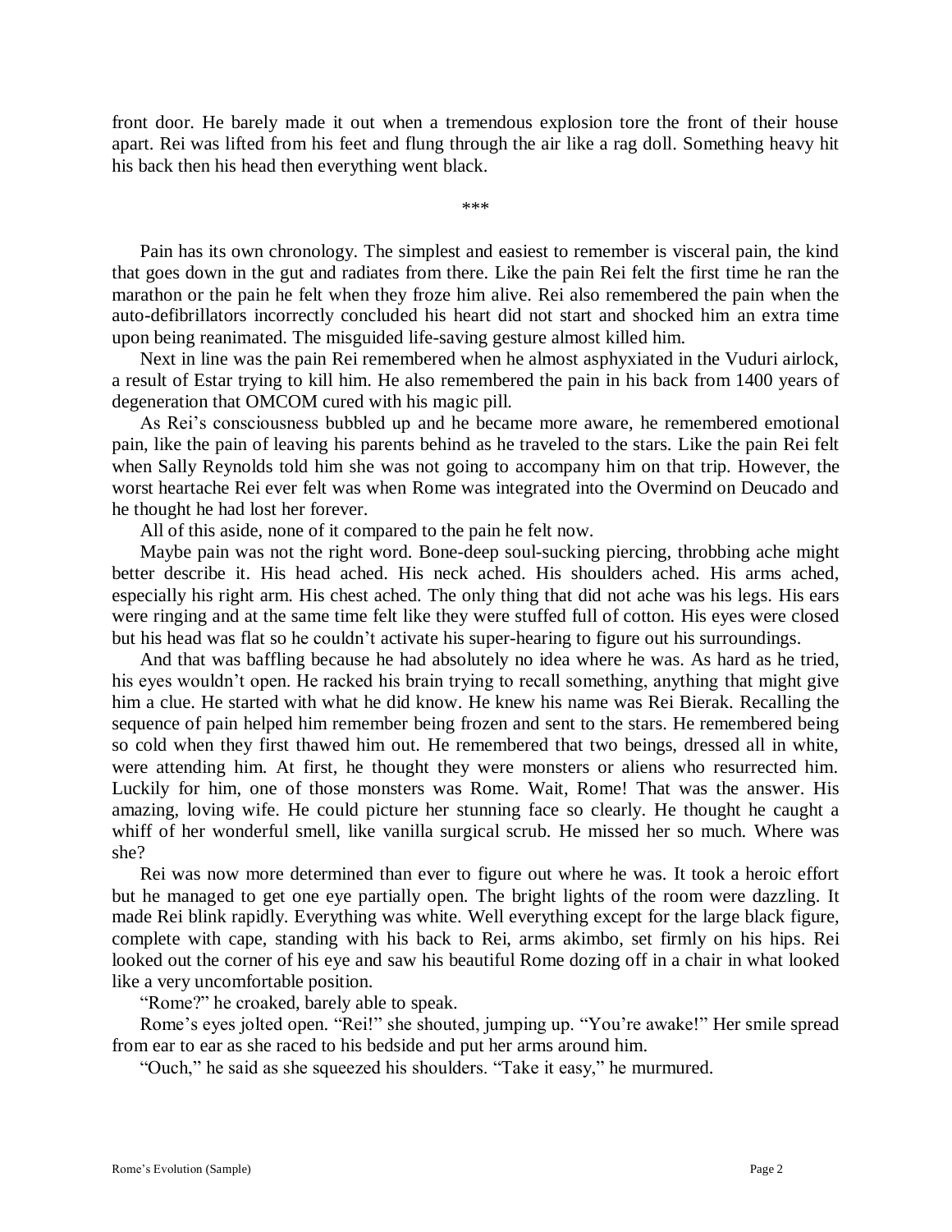front door. He barely made it out when a tremendous explosion tore the front of their house apart. Rei was lifted from his feet and flung through the air like a rag doll. Something heavy hit his back then his head then everything went black.

***

Pain has its own chronology. The simplest and easiest to remember is visceral pain, the kind that goes down in the gut and radiates from there. Like the pain Rei felt the first time he ran the marathon or the pain he felt when they froze him alive. Rei also remembered the pain when the auto-defibrillators incorrectly concluded his heart did not start and shocked him an extra time upon being reanimated. The misguided life-saving gesture almost killed him.

Next in line was the pain Rei remembered when he almost asphyxiated in the Vuduri airlock, a result of Estar trying to kill him. He also remembered the pain in his back from 1400 years of degeneration that OMCOM cured with his magic pill.

As Rei's consciousness bubbled up and he became more aware, he remembered emotional pain, like the pain of leaving his parents behind as he traveled to the stars. Like the pain Rei felt when Sally Reynolds told him she was not going to accompany him on that trip. However, the worst heartache Rei ever felt was when Rome was integrated into the Overmind on Deucado and he thought he had lost her forever.

All of this aside, none of it compared to the pain he felt now.

Maybe pain was not the right word. Bone-deep soul-sucking piercing, throbbing ache might better describe it. His head ached. His neck ached. His shoulders ached. His arms ached, especially his right arm. His chest ached. The only thing that did not ache was his legs. His ears were ringing and at the same time felt like they were stuffed full of cotton. His eyes were closed but his head was flat so he couldn't activate his super-hearing to figure out his surroundings.

And that was baffling because he had absolutely no idea where he was. As hard as he tried, his eyes wouldn't open. He racked his brain trying to recall something, anything that might give him a clue. He started with what he did know. He knew his name was Rei Bierak. Recalling the sequence of pain helped him remember being frozen and sent to the stars. He remembered being so cold when they first thawed him out. He remembered that two beings, dressed all in white, were attending him. At first, he thought they were monsters or aliens who resurrected him. Luckily for him, one of those monsters was Rome. Wait, Rome! That was the answer. His amazing, loving wife. He could picture her stunning face so clearly. He thought he caught a whiff of her wonderful smell, like vanilla surgical scrub. He missed her so much. Where was she?

Rei was now more determined than ever to figure out where he was. It took a heroic effort but he managed to get one eye partially open. The bright lights of the room were dazzling. It made Rei blink rapidly. Everything was white. Well everything except for the large black figure, complete with cape, standing with his back to Rei, arms akimbo, set firmly on his hips. Rei looked out the corner of his eye and saw his beautiful Rome dozing off in a chair in what looked like a very uncomfortable position.

"Rome?" he croaked, barely able to speak.

Rome's eyes jolted open. "Rei!" she shouted, jumping up. "You're awake!" Her smile spread from ear to ear as she raced to his bedside and put her arms around him.

"Ouch," he said as she squeezed his shoulders. "Take it easy," he murmured.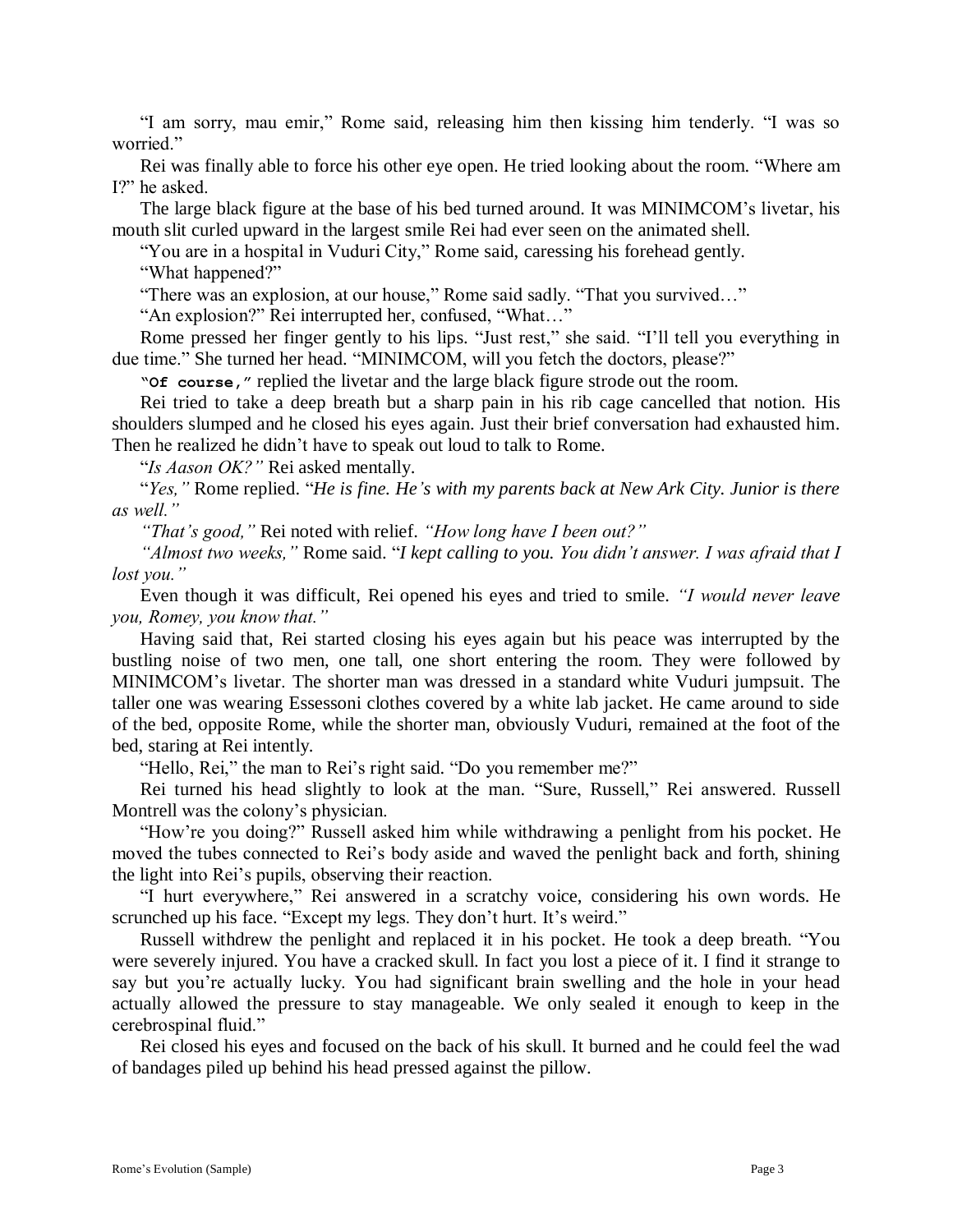"I am sorry, mau emir," Rome said, releasing him then kissing him tenderly. "I was so worried."

Rei was finally able to force his other eye open. He tried looking about the room. "Where am I?" he asked.

The large black figure at the base of his bed turned around. It was MINIMCOM's livetar, his mouth slit curled upward in the largest smile Rei had ever seen on the animated shell.

"You are in a hospital in Vuduri City," Rome said, caressing his forehead gently.

"What happened?"

"There was an explosion, at our house," Rome said sadly. "That you survived…"

"An explosion?" Rei interrupted her, confused, "What…"

Rome pressed her finger gently to his lips. "Just rest," she said. "I'll tell you everything in due time." She turned her head. "MINIMCOM, will you fetch the doctors, please?"

"`Of course,`" replied the livetar and the large black figure strode out the room.

Rei tried to take a deep breath but a sharp pain in his rib cage cancelled that notion. His shoulders slumped and he closed his eyes again. Just their brief conversation had exhausted him. Then he realized he didn't have to speak out loud to talk to Rome.

"*Is Aason OK?"* Rei asked mentally.

"*Yes,"* Rome replied. "*He is fine. He's with my parents back at New Ark City. Junior is there as well."*

*"That's good,"* Rei noted with relief. *"How long have I been out?"*

*"Almost two weeks,"* Rome said. "*I kept calling to you. You didn't answer. I was afraid that I lost you."*

Even though it was difficult, Rei opened his eyes and tried to smile. *"I would never leave you, Romey, you know that."*

Having said that, Rei started closing his eyes again but his peace was interrupted by the bustling noise of two men, one tall, one short entering the room. They were followed by MINIMCOM's livetar. The shorter man was dressed in a standard white Vuduri jumpsuit. The taller one was wearing Essessoni clothes covered by a white lab jacket. He came around to side of the bed, opposite Rome, while the shorter man, obviously Vuduri, remained at the foot of the bed, staring at Rei intently.

"Hello, Rei," the man to Rei's right said. "Do you remember me?"

Rei turned his head slightly to look at the man. "Sure, Russell," Rei answered. Russell Montrell was the colony's physician.

"How're you doing?" Russell asked him while withdrawing a penlight from his pocket. He moved the tubes connected to Rei's body aside and waved the penlight back and forth, shining the light into Rei's pupils, observing their reaction.

"I hurt everywhere," Rei answered in a scratchy voice, considering his own words. He scrunched up his face. "Except my legs. They don't hurt. It's weird."

Russell withdrew the penlight and replaced it in his pocket. He took a deep breath. "You were severely injured. You have a cracked skull. In fact you lost a piece of it. I find it strange to say but you're actually lucky. You had significant brain swelling and the hole in your head actually allowed the pressure to stay manageable. We only sealed it enough to keep in the cerebrospinal fluid."

Rei closed his eyes and focused on the back of his skull. It burned and he could feel the wad of bandages piled up behind his head pressed against the pillow.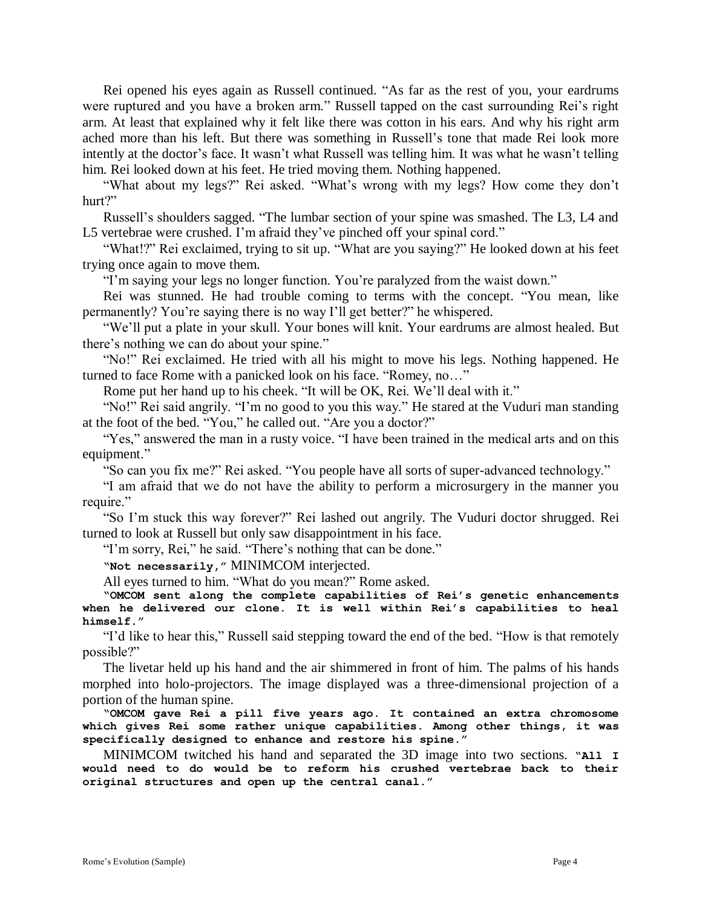Rei opened his eyes again as Russell continued. "As far as the rest of you, your eardrums were ruptured and you have a broken arm." Russell tapped on the cast surrounding Rei's right arm. At least that explained why it felt like there was cotton in his ears. And why his right arm ached more than his left. But there was something in Russell's tone that made Rei look more intently at the doctor's face. It wasn't what Russell was telling him. It was what he wasn't telling him. Rei looked down at his feet. He tried moving them. Nothing happened.

"What about my legs?" Rei asked. "What's wrong with my legs? How come they don't hurt?"

Russell's shoulders sagged. "The lumbar section of your spine was smashed. The L3, L4 and L5 vertebrae were crushed. I'm afraid they've pinched off your spinal cord."

"What!?" Rei exclaimed, trying to sit up. "What are you saying?" He looked down at his feet trying once again to move them.

"I'm saying your legs no longer function. You're paralyzed from the waist down."

Rei was stunned. He had trouble coming to terms with the concept. "You mean, like permanently? You're saying there is no way I'll get better?" he whispered.

"We'll put a plate in your skull. Your bones will knit. Your eardrums are almost healed. But there's nothing we can do about your spine."

"No!" Rei exclaimed. He tried with all his might to move his legs. Nothing happened. He turned to face Rome with a panicked look on his face. "Romey, no…"

Rome put her hand up to his cheek. "It will be OK, Rei. We'll deal with it."

"No!" Rei said angrily. "I'm no good to you this way." He stared at the Vuduri man standing at the foot of the bed. "You," he called out. "Are you a doctor?"

"Yes," answered the man in a rusty voice. "I have been trained in the medical arts and on this equipment."

"So can you fix me?" Rei asked. "You people have all sorts of super-advanced technology."

"I am afraid that we do not have the ability to perform a microsurgery in the manner you require."

"So I'm stuck this way forever?" Rei lashed out angrily. The Vuduri doctor shrugged. Rei turned to look at Russell but only saw disappointment in his face.

"I'm sorry, Rei," he said. "There's nothing that can be done."

**"Not necessarily,"** MINIMCOM interjected.

All eyes turned to him. "What do you mean?" Rome asked.

**"OMCOM sent along the complete capabilities of Rei's genetic enhancements when he delivered our clone. It is well within Rei's capabilities to heal himself."**

"I'd like to hear this," Russell said stepping toward the end of the bed. "How is that remotely possible?"

The livetar held up his hand and the air shimmered in front of him. The palms of his hands morphed into holo-projectors. The image displayed was a three-dimensional projection of a portion of the human spine.

**"OMCOM gave Rei a pill five years ago. It contained an extra chromosome which gives Rei some rather unique capabilities. Among other things, it was specifically designed to enhance and restore his spine."**

MINIMCOM twitched his hand and separated the 3D image into two sections. **"All I would need to do would be to reform his crushed vertebrae back to their original structures and open up the central canal."**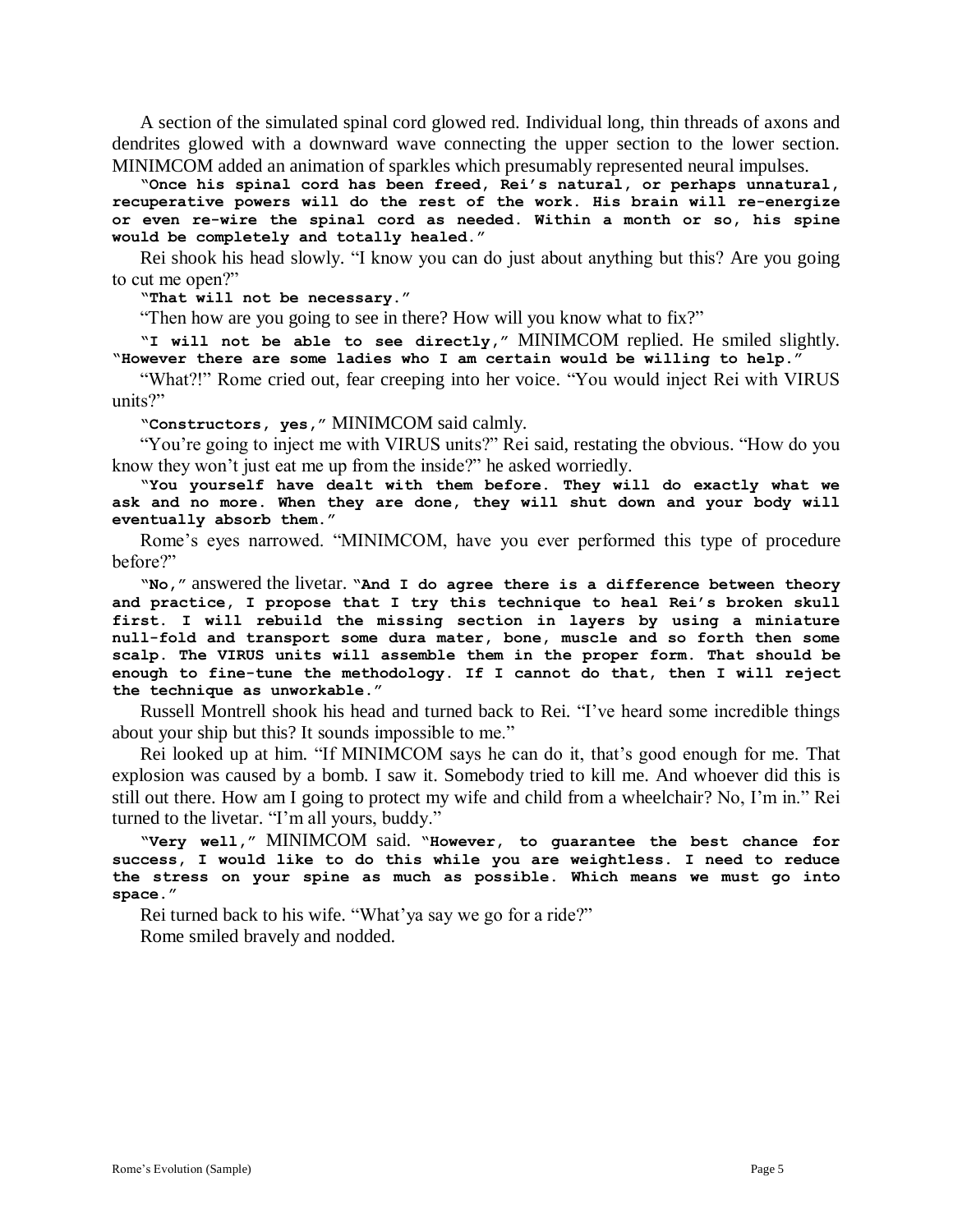A section of the simulated spinal cord glowed red. Individual long, thin threads of axons and dendrites glowed with a downward wave connecting the upper section to the lower section. MINIMCOM added an animation of sparkles which presumably represented neural impulses.

**"Once his spinal cord has been freed, Rei's natural, or perhaps unnatural, recuperative powers will do the rest of the work. His brain will re-energize or even re-wire the spinal cord as needed. Within a month or so, his spine would be completely and totally healed."**

Rei shook his head slowly. "I know you can do just about anything but this? Are you going to cut me open?"

**"That will not be necessary."**

"Then how are you going to see in there? How will you know what to fix?"

**"I will not be able to see directly,"** MINIMCOM replied. He smiled slightly. **"However there are some ladies who I am certain would be willing to help."**

"What?!" Rome cried out, fear creeping into her voice. "You would inject Rei with VIRUS units?"

**"Constructors, yes,"** MINIMCOM said calmly.

"You're going to inject me with VIRUS units?" Rei said, restating the obvious. "How do you know they won't just eat me up from the inside?" he asked worriedly.

**"You yourself have dealt with them before. They will do exactly what we ask and no more. When they are done, they will shut down and your body will eventually absorb them."**

Rome's eyes narrowed. "MINIMCOM, have you ever performed this type of procedure before?"

**"No,"** answered the livetar. **"And I do agree there is a difference between theory and practice, I propose that I try this technique to heal Rei's broken skull first. I will rebuild the missing section in layers by using a miniature null-fold and transport some dura mater, bone, muscle and so forth then some scalp. The VIRUS units will assemble them in the proper form. That should be enough to fine-tune the methodology. If I cannot do that, then I will reject the technique as unworkable."**

Russell Montrell shook his head and turned back to Rei. "I've heard some incredible things about your ship but this? It sounds impossible to me."

Rei looked up at him. "If MINIMCOM says he can do it, that's good enough for me. That explosion was caused by a bomb. I saw it. Somebody tried to kill me. And whoever did this is still out there. How am I going to protect my wife and child from a wheelchair? No, I'm in." Rei turned to the livetar. "I'm all yours, buddy."

**"Very well,"** MINIMCOM said. **"However, to guarantee the best chance for success, I would like to do this while you are weightless. I need to reduce the stress on your spine as much as possible. Which means we must go into space."**

Rei turned back to his wife. "What'ya say we go for a ride?"

Rome smiled bravely and nodded.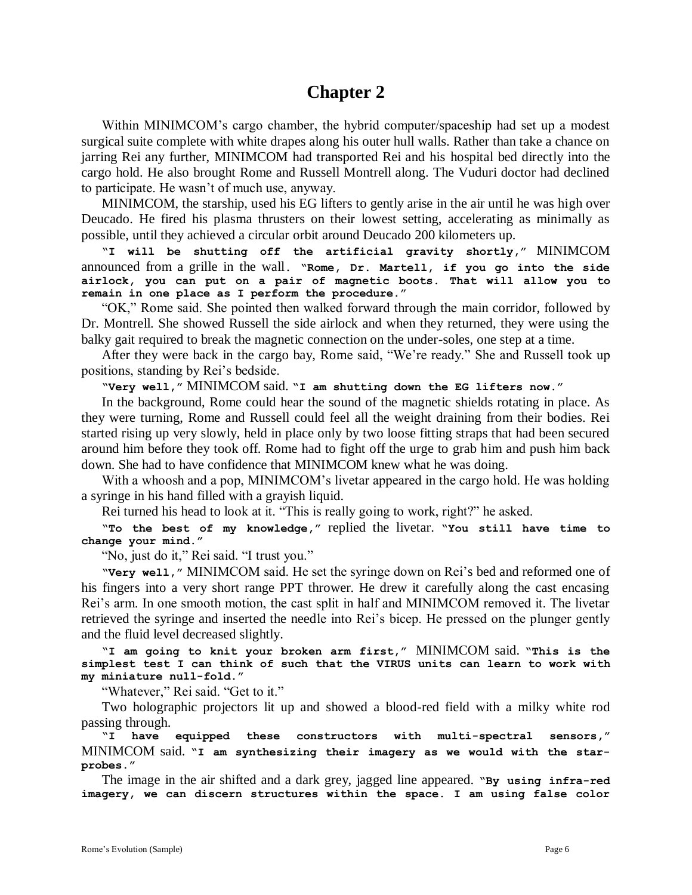## Chapter 2

Within MINIMCOM's cargo chamber, the hybrid computer/spaceship had set up a modest surgical suite complete with white drapes along his outer hull walls. Rather than take a chance on jarring Rei any further, MINIMCOM had transported Rei and his hospital bed directly into the cargo hold. He also brought Rome and Russell Montrell along. The Vuduri doctor had declined to participate. He wasn't of much use, anyway.

MINIMCOM, the starship, used his EG lifters to gently arise in the air until he was high over Deucado. He fired his plasma thrusters on their lowest setting, accelerating as minimally as possible, until they achieved a circular orbit around Deucado 200 kilometers up.

"**I will be shutting off the artificial gravity shortly,**" MINIMCOM announced from a grille in the wall. "**Rome, Dr. Martell, if you go into the side airlock, you can put on a pair of magnetic boots. That will allow you to remain in one place as I perform the procedure.**"

"OK," Rome said. She pointed then walked forward through the main corridor, followed by Dr. Montrell. She showed Russell the side airlock and when they returned, they were using the balky gait required to break the magnetic connection on the under-soles, one step at a time.

After they were back in the cargo bay, Rome said, "We're ready." She and Russell took up positions, standing by Rei's bedside.

"**Very well,**" MINIMCOM said. "**I am shutting down the EG lifters now.**"

In the background, Rome could hear the sound of the magnetic shields rotating in place. As they were turning, Rome and Russell could feel all the weight draining from their bodies. Rei started rising up very slowly, held in place only by two loose fitting straps that had been secured around him before they took off. Rome had to fight off the urge to grab him and push him back down. She had to have confidence that MINIMCOM knew what he was doing.

With a whoosh and a pop, MINIMCOM's livetar appeared in the cargo hold. He was holding a syringe in his hand filled with a grayish liquid.

Rei turned his head to look at it. "This is really going to work, right?" he asked.

"**To the best of my knowledge,**" replied the livetar. "**You still have time to change your mind.**"

"No, just do it," Rei said. "I trust you."

"**Very well,**" MINIMCOM said. He set the syringe down on Rei's bed and reformed one of his fingers into a very short range PPT thrower. He drew it carefully along the cast encasing Rei's arm. In one smooth motion, the cast split in half and MINIMCOM removed it. The livetar retrieved the syringe and inserted the needle into Rei's bicep. He pressed on the plunger gently and the fluid level decreased slightly.

"**I am going to knit your broken arm first,**" MINIMCOM said. "**This is the simplest test I can think of such that the VIRUS units can learn to work with my miniature null-fold.**"

"Whatever," Rei said. "Get to it."

Two holographic projectors lit up and showed a blood-red field with a milky white rod passing through.

"**I have equipped these constructors with multi-spectral sensors,**" MINIMCOM said. "**I am synthesizing their imagery as we would with the star-probes.**"

The image in the air shifted and a dark grey, jagged line appeared. "**By using infra-red imagery, we can discern structures within the space. I am using false color**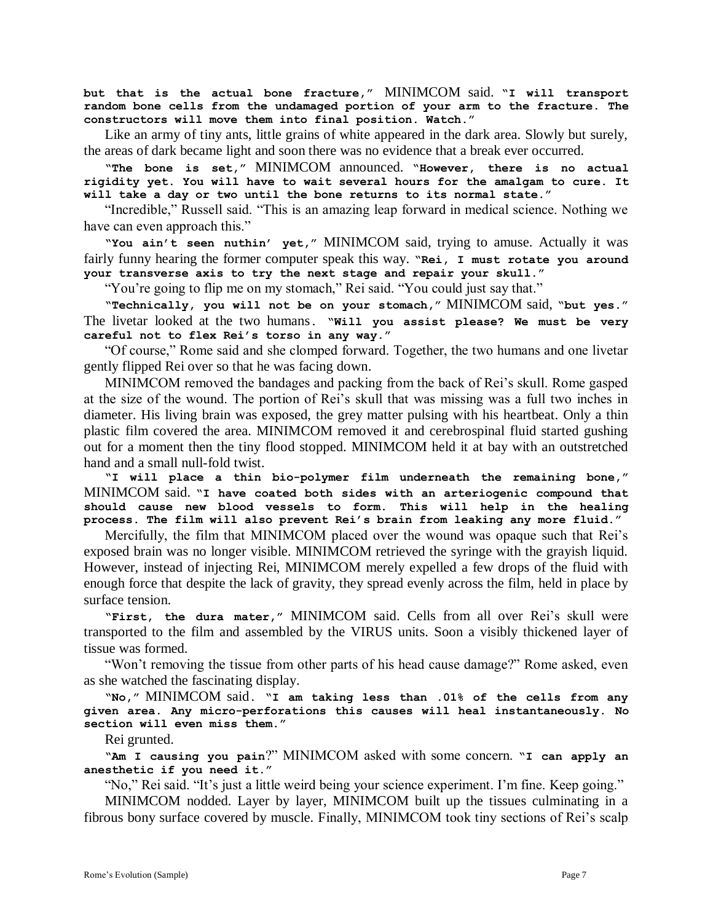**but that is the actual bone fracture,"** MINIMCOM said. **"I will transport random bone cells from the undamaged portion of your arm to the fracture. The constructors will move them into final position. Watch."**

Like an army of tiny ants, little grains of white appeared in the dark area. Slowly but surely, the areas of dark became light and soon there was no evidence that a break ever occurred.

**"The bone is set,"** MINIMCOM announced. **"However, there is no actual rigidity yet. You will have to wait several hours for the amalgam to cure. It will take a day or two until the bone returns to its normal state."**

"Incredible," Russell said. "This is an amazing leap forward in medical science. Nothing we have can even approach this."

**"You ain't seen nuthin' yet,"** MINIMCOM said, trying to amuse. Actually it was fairly funny hearing the former computer speak this way. **"Rei, I must rotate you around your transverse axis to try the next stage and repair your skull."**

"You're going to flip me on my stomach," Rei said. "You could just say that."

**"Technically, you will not be on your stomach,"** MINIMCOM said, **"but yes."** The livetar looked at the two humans. **"Will you assist please? We must be very careful not to flex Rei's torso in any way."**

"Of course," Rome said and she clomped forward. Together, the two humans and one livetar gently flipped Rei over so that he was facing down.

MINIMCOM removed the bandages and packing from the back of Rei's skull. Rome gasped at the size of the wound. The portion of Rei's skull that was missing was a full two inches in diameter. His living brain was exposed, the grey matter pulsing with his heartbeat. Only a thin plastic film covered the area. MINIMCOM removed it and cerebrospinal fluid started gushing out for a moment then the tiny flood stopped. MINIMCOM held it at bay with an outstretched hand and a small null-fold twist.

**"I will place a thin bio-polymer film underneath the remaining bone,"** MINIMCOM said. **"I have coated both sides with an arteriogenic compound that should cause new blood vessels to form. This will help in the healing process. The film will also prevent Rei's brain from leaking any more fluid."**

Mercifully, the film that MINIMCOM placed over the wound was opaque such that Rei's exposed brain was no longer visible. MINIMCOM retrieved the syringe with the grayish liquid. However, instead of injecting Rei, MINIMCOM merely expelled a few drops of the fluid with enough force that despite the lack of gravity, they spread evenly across the film, held in place by surface tension.

**"First, the dura mater,"** MINIMCOM said. Cells from all over Rei's skull were transported to the film and assembled by the VIRUS units. Soon a visibly thickened layer of tissue was formed.

"Won't removing the tissue from other parts of his head cause damage?" Rome asked, even as she watched the fascinating display.

**"No,"** MINIMCOM said. **"I am taking less than .01% of the cells from any given area. Any micro-perforations this causes will heal instantaneously. No section will even miss them."**

Rei grunted.

**"Am I causing you pain?"** MINIMCOM asked with some concern. **"I can apply an anesthetic if you need it."**

"No," Rei said. "It's just a little weird being your science experiment. I'm fine. Keep going."

MINIMCOM nodded. Layer by layer, MINIMCOM built up the tissues culminating in a fibrous bony surface covered by muscle. Finally, MINIMCOM took tiny sections of Rei's scalp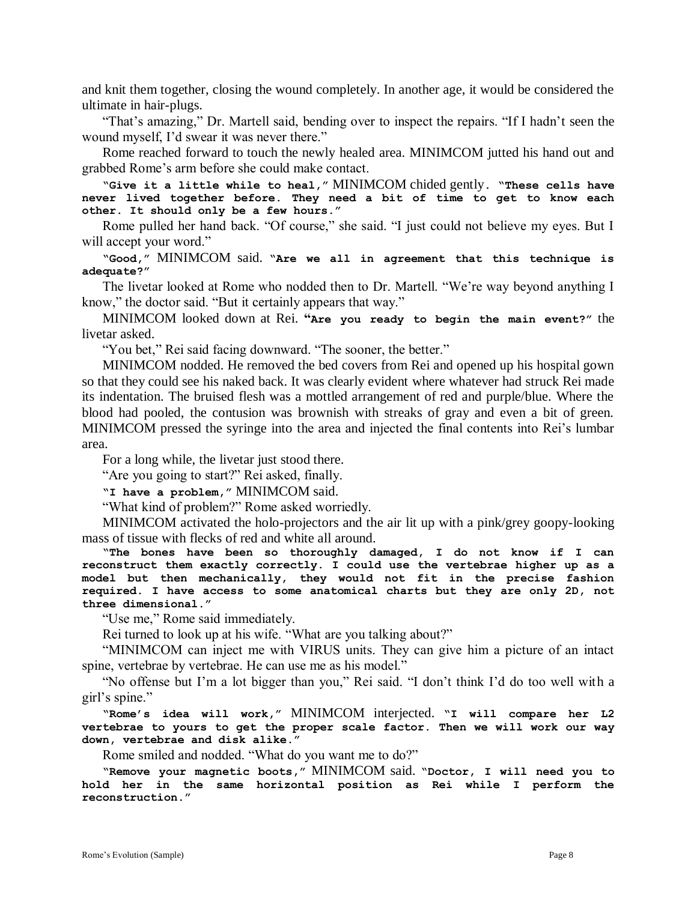and knit them together, closing the wound completely. In another age, it would be considered the ultimate in hair-plugs.

"That's amazing," Dr. Martell said, bending over to inspect the repairs. "If I hadn't seen the wound myself, I'd swear it was never there."

Rome reached forward to touch the newly healed area. MINIMCOM jutted his hand out and grabbed Rome's arm before she could make contact.

**"Give it a little while to heal,"** MINIMCOM chided gently. **"These cells have never lived together before. They need a bit of time to get to know each other. It should only be a few hours."**

Rome pulled her hand back. "Of course," she said. "I just could not believe my eyes. But I will accept your word."

**"Good,"** MINIMCOM said. **"Are we all in agreement that this technique is adequate?"**

The livetar looked at Rome who nodded then to Dr. Martell. "We're way beyond anything I know," the doctor said. "But it certainly appears that way."

MINIMCOM looked down at Rei. **"Are you ready to begin the main event?"** the livetar asked.

"You bet," Rei said facing downward. "The sooner, the better."

MINIMCOM nodded. He removed the bed covers from Rei and opened up his hospital gown so that they could see his naked back. It was clearly evident where whatever had struck Rei made its indentation. The bruised flesh was a mottled arrangement of red and purple/blue. Where the blood had pooled, the contusion was brownish with streaks of gray and even a bit of green. MINIMCOM pressed the syringe into the area and injected the final contents into Rei's lumbar area.

For a long while, the livetar just stood there.

"Are you going to start?" Rei asked, finally.

**"I have a problem,"** MINIMCOM said.

"What kind of problem?" Rome asked worriedly.

MINIMCOM activated the holo-projectors and the air lit up with a pink/grey goopy-looking mass of tissue with flecks of red and white all around.

**"The bones have been so thoroughly damaged, I do not know if I can reconstruct them exactly correctly. I could use the vertebrae higher up as a model but then mechanically, they would not fit in the precise fashion required. I have access to some anatomical charts but they are only 2D, not three dimensional."**

"Use me," Rome said immediately.

Rei turned to look up at his wife. "What are you talking about?"

"MINIMCOM can inject me with VIRUS units. They can give him a picture of an intact spine, vertebrae by vertebrae. He can use me as his model."

"No offense but I'm a lot bigger than you," Rei said. "I don't think I'd do too well with a girl's spine."

**"Rome's idea will work,"** MINIMCOM interjected. **"I will compare her L2 vertebrae to yours to get the proper scale factor. Then we will work our way down, vertebrae and disk alike."**

Rome smiled and nodded. "What do you want me to do?"

**"Remove your magnetic boots,"** MINIMCOM said. **"Doctor, I will need you to hold her in the same horizontal position as Rei while I perform the reconstruction."**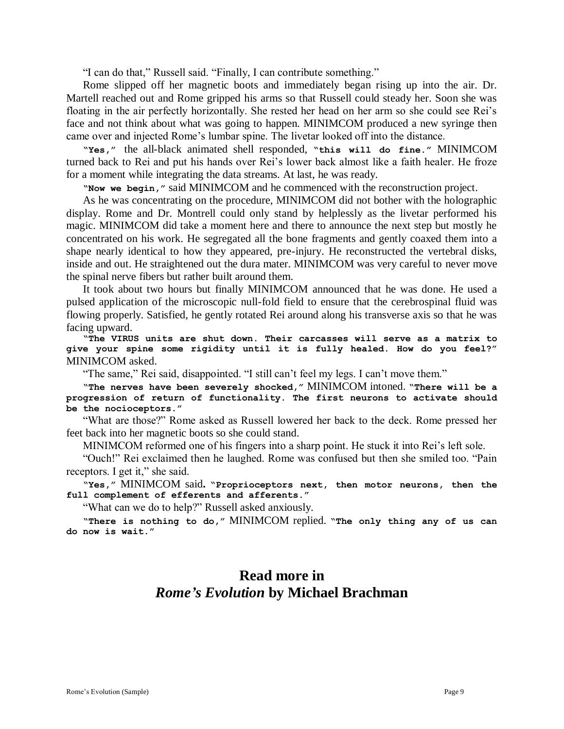"I can do that," Russell said. "Finally, I can contribute something."

Rome slipped off her magnetic boots and immediately began rising up into the air. Dr. Martell reached out and Rome gripped his arms so that Russell could steady her. Soon she was floating in the air perfectly horizontally. She rested her head on her arm so she could see Rei's face and not think about what was going to happen. MINIMCOM produced a new syringe then came over and injected Rome's lumbar spine. The livetar looked off into the distance.

**"Yes,"** the all-black animated shell responded, **"this will do fine."** MINIMCOM turned back to Rei and put his hands over Rei's lower back almost like a faith healer. He froze for a moment while integrating the data streams. At last, he was ready.

**"Now we begin,"** said MINIMCOM and he commenced with the reconstruction project.

As he was concentrating on the procedure, MINIMCOM did not bother with the holographic display. Rome and Dr. Montrell could only stand by helplessly as the livetar performed his magic. MINIMCOM did take a moment here and there to announce the next step but mostly he concentrated on his work. He segregated all the bone fragments and gently coaxed them into a shape nearly identical to how they appeared, pre-injury. He reconstructed the vertebral disks, inside and out. He straightened out the dura mater. MINIMCOM was very careful to never move the spinal nerve fibers but rather built around them.

It took about two hours but finally MINIMCOM announced that he was done. He used a pulsed application of the microscopic null-fold field to ensure that the cerebrospinal fluid was flowing properly. Satisfied, he gently rotated Rei around along his transverse axis so that he was facing upward.

**"The VIRUS units are shut down. Their carcasses will serve as a matrix to give your spine some rigidity until it is fully healed. How do you feel?"** MINIMCOM asked.

"The same," Rei said, disappointed. "I still can't feel my legs. I can't move them."

**"The nerves have been severely shocked,"** MINIMCOM intoned. **"There will be a progression of return of functionality. The first neurons to activate should be the nocioceptors."**

"What are those?" Rome asked as Russell lowered her back to the deck. Rome pressed her feet back into her magnetic boots so she could stand.

MINIMCOM reformed one of his fingers into a sharp point. He stuck it into Rei's left sole.

"Ouch!" Rei exclaimed then he laughed. Rome was confused but then she smiled too. "Pain receptors. I get it," she said.

**"Yes,"** MINIMCOM said**. "Proprioceptors next, then motor neurons, then the full complement of efferents and afferents."**

"What can we do to help?" Russell asked anxiously.

**"There is nothing to do,"** MINIMCOM replied. **"The only thing any of us can do now is wait."**

## Read more in *Rome's Evolution* by Michael Brachman